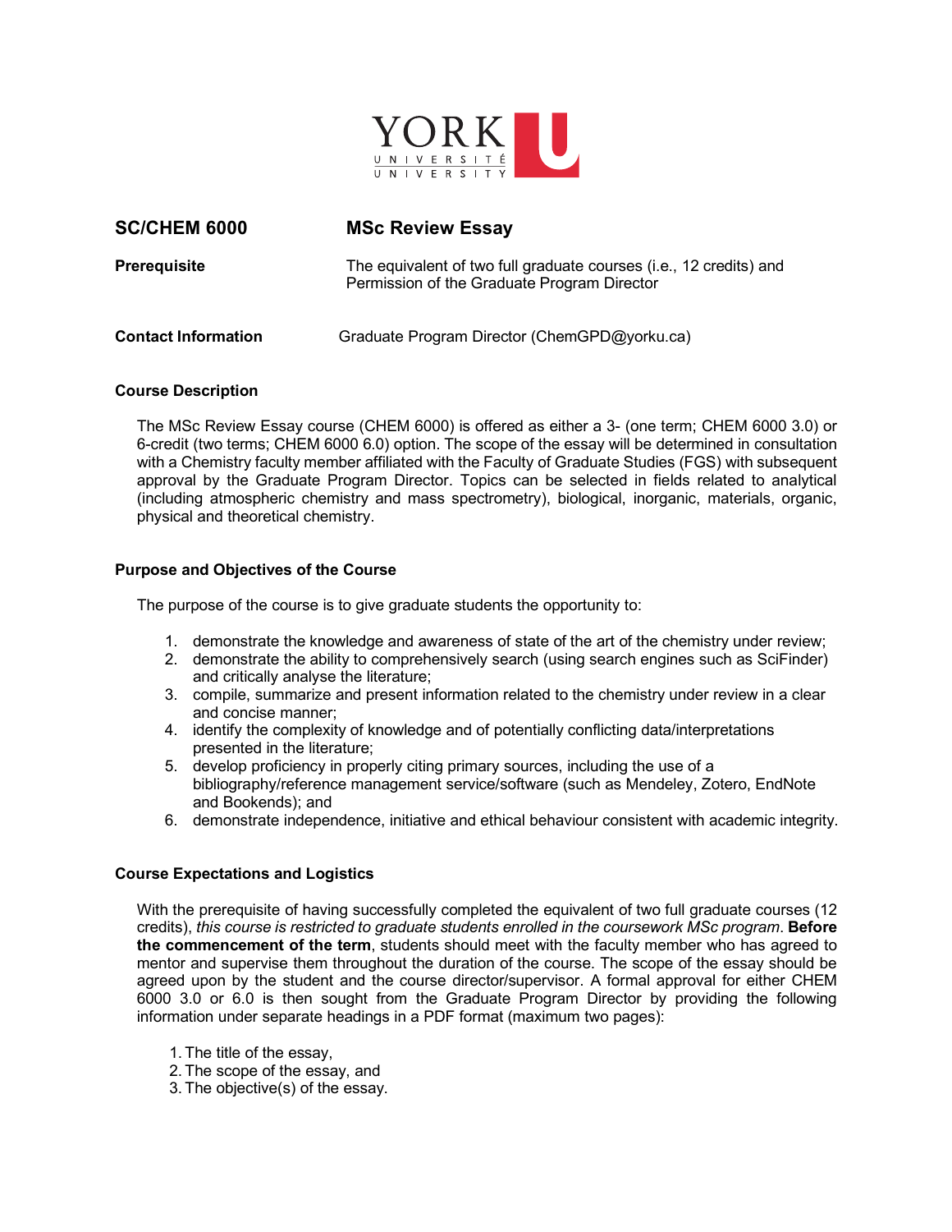# SC/CHEM 6000 — MSc Review Essay

**Prerequisite** — The equivalent of two full graduate courses (i.e., 12 credits) and Permission of the Graduate Program Director

**Contact Information** — Graduate Program Director (ChemGPD@yorku.ca)

## Course Description

The MSc Review Essay course (CHEM 6000) is offered as either a 3- (one term; CHEM 6000 3.0) or 6-credit (two terms; CHEM 6000 6.0) option. The scope of the essay will be determined in consultation with a Chemistry faculty member affiliated with the Faculty of Graduate Studies (FGS) with subsequent approval by the Graduate Program Director. Topics can be selected in fields related to analytical (including atmospheric chemistry and mass spectrometry), biological, inorganic, materials, organic, physical and theoretical chemistry.

## Purpose and Objectives of the Course

The purpose of the course is to give graduate students the opportunity to:

1. demonstrate the knowledge and awareness of state of the art of the chemistry under review;
2. demonstrate the ability to comprehensively search (using search engines such as SciFinder) and critically analyse the literature;
3. compile, summarize and present information related to the chemistry under review in a clear and concise manner;
4. identify the complexity of knowledge and of potentially conflicting data/interpretations presented in the literature;
5. develop proficiency in properly citing primary sources, including the use of a bibliography/reference management service/software (such as Mendeley, Zotero, EndNote and Bookends); and
6. demonstrate independence, initiative and ethical behaviour consistent with academic integrity.

## Course Expectations and Logistics

With the prerequisite of having successfully completed the equivalent of two full graduate courses (12 credits), *this course is restricted to graduate students enrolled in the coursework MSc program*. **Before the commencement of the term**, students should meet with the faculty member who has agreed to mentor and supervise them throughout the duration of the course. The scope of the essay should be agreed upon by the student and the course director/supervisor. A formal approval for either CHEM 6000 3.0 or 6.0 is then sought from the Graduate Program Director by providing the following information under separate headings in a PDF format (maximum two pages):

1. The title of the essay,
2. The scope of the essay, and
3. The objective(s) of the essay.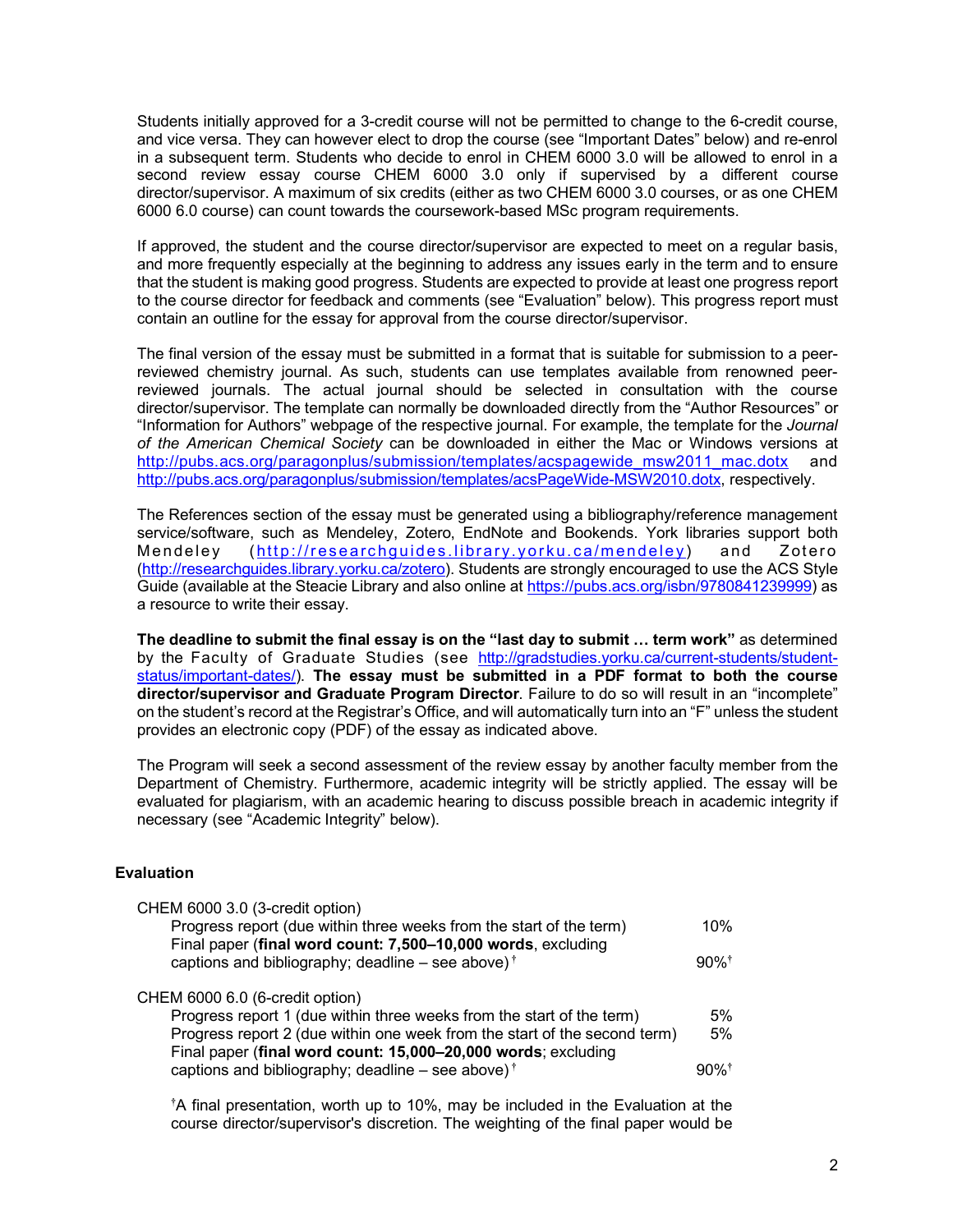Students initially approved for a 3-credit course will not be permitted to change to the 6-credit course, and vice versa. They can however elect to drop the course (see "Important Dates" below) and re-enrol in a subsequent term. Students who decide to enrol in CHEM 6000 3.0 will be allowed to enrol in a second review essay course CHEM 6000 3.0 only if supervised by a different course director/supervisor. A maximum of six credits (either as two CHEM 6000 3.0 courses, or as one CHEM 6000 6.0 course) can count towards the coursework-based MSc program requirements.

If approved, the student and the course director/supervisor are expected to meet on a regular basis, and more frequently especially at the beginning to address any issues early in the term and to ensure that the student is making good progress. Students are expected to provide at least one progress report to the course director for feedback and comments (see "Evaluation" below). This progress report must contain an outline for the essay for approval from the course director/supervisor.

The final version of the essay must be submitted in a format that is suitable for submission to a peer-reviewed chemistry journal. As such, students can use templates available from renowned peer-reviewed journals. The actual journal should be selected in consultation with the course director/supervisor. The template can normally be downloaded directly from the "Author Resources" or "Information for Authors" webpage of the respective journal. For example, the template for the *Journal of the American Chemical Society* can be downloaded in either the Mac or Windows versions at http://pubs.acs.org/paragonplus/submission/templates/acspagewide_msw2011_mac.dotx and http://pubs.acs.org/paragonplus/submission/templates/acsPageWide-MSW2010.dotx, respectively.

The References section of the essay must be generated using a bibliography/reference management service/software, such as Mendeley, Zotero, EndNote and Bookends. York libraries support both Mendeley (http://researchguides.library.yorku.ca/mendeley) and Zotero (http://researchguides.library.yorku.ca/zotero). Students are strongly encouraged to use the ACS Style Guide (available at the Steacie Library and also online at https://pubs.acs.org/isbn/9780841239999) as a resource to write their essay.

**The deadline to submit the final essay is on the "last day to submit … term work"** as determined by the Faculty of Graduate Studies (see http://gradstudies.yorku.ca/current-students/student-status/important-dates/). **The essay must be submitted in a PDF format to both the course director/supervisor and Graduate Program Director**. Failure to do so will result in an "incomplete" on the student's record at the Registrar's Office, and will automatically turn into an "F" unless the student provides an electronic copy (PDF) of the essay as indicated above.

The Program will seek a second assessment of the review essay by another faculty member from the Department of Chemistry. Furthermore, academic integrity will be strictly applied. The essay will be evaluated for plagiarism, with an academic hearing to discuss possible breach in academic integrity if necessary (see "Academic Integrity" below).

### Evaluation

CHEM 6000 3.0 (3-credit option)

| | |
|---|---|
| Progress report (due within three weeks from the start of the term) | 10% |
| Final paper (**final word count: 7,500–10,000 words**, excluding captions and bibliography; deadline – see above)[†] | 90%[†] |

CHEM 6000 6.0 (6-credit option)

| | |
|---|---|
| Progress report 1 (due within three weeks from the start of the term) | 5% |
| Progress report 2 (due within one week from the start of the second term) | 5% |
| Final paper (**final word count: 15,000–20,000 words**; excluding captions and bibliography; deadline – see above)[†] | 90%[†] |

[†]A final presentation, worth up to 10%, may be included in the Evaluation at the course director/supervisor's discretion. The weighting of the final paper would be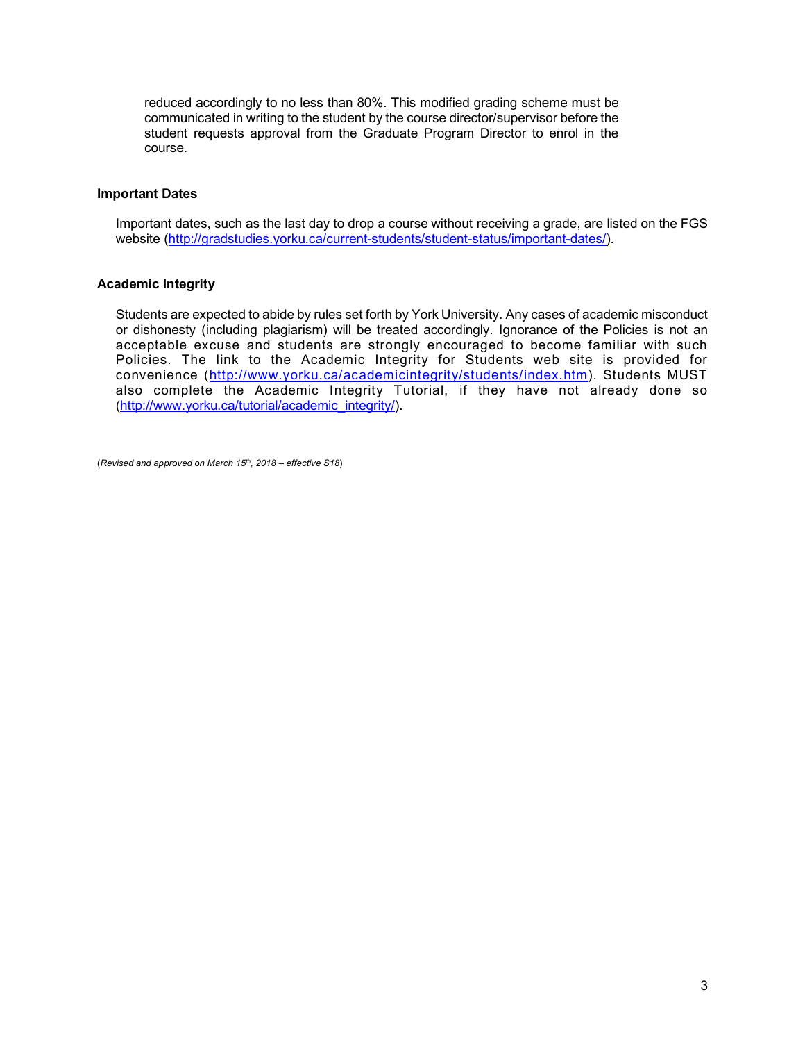reduced accordingly to no less than 80%. This modified grading scheme must be communicated in writing to the student by the course director/supervisor before the student requests approval from the Graduate Program Director to enrol in the course.

**Important Dates**

Important dates, such as the last day to drop a course without receiving a grade, are listed on the FGS website (http://gradstudies.yorku.ca/current-students/student-status/important-dates/).

**Academic Integrity**

Students are expected to abide by rules set forth by York University. Any cases of academic misconduct or dishonesty (including plagiarism) will be treated accordingly. Ignorance of the Policies is not an acceptable excuse and students are strongly encouraged to become familiar with such Policies. The link to the Academic Integrity for Students web site is provided for convenience (http://www.yorku.ca/academicintegrity/students/index.htm). Students MUST also complete the Academic Integrity Tutorial, if they have not already done so (http://www.yorku.ca/tutorial/academic_integrity/).

(*Revised and approved on March 15th, 2018 – effective S18*)